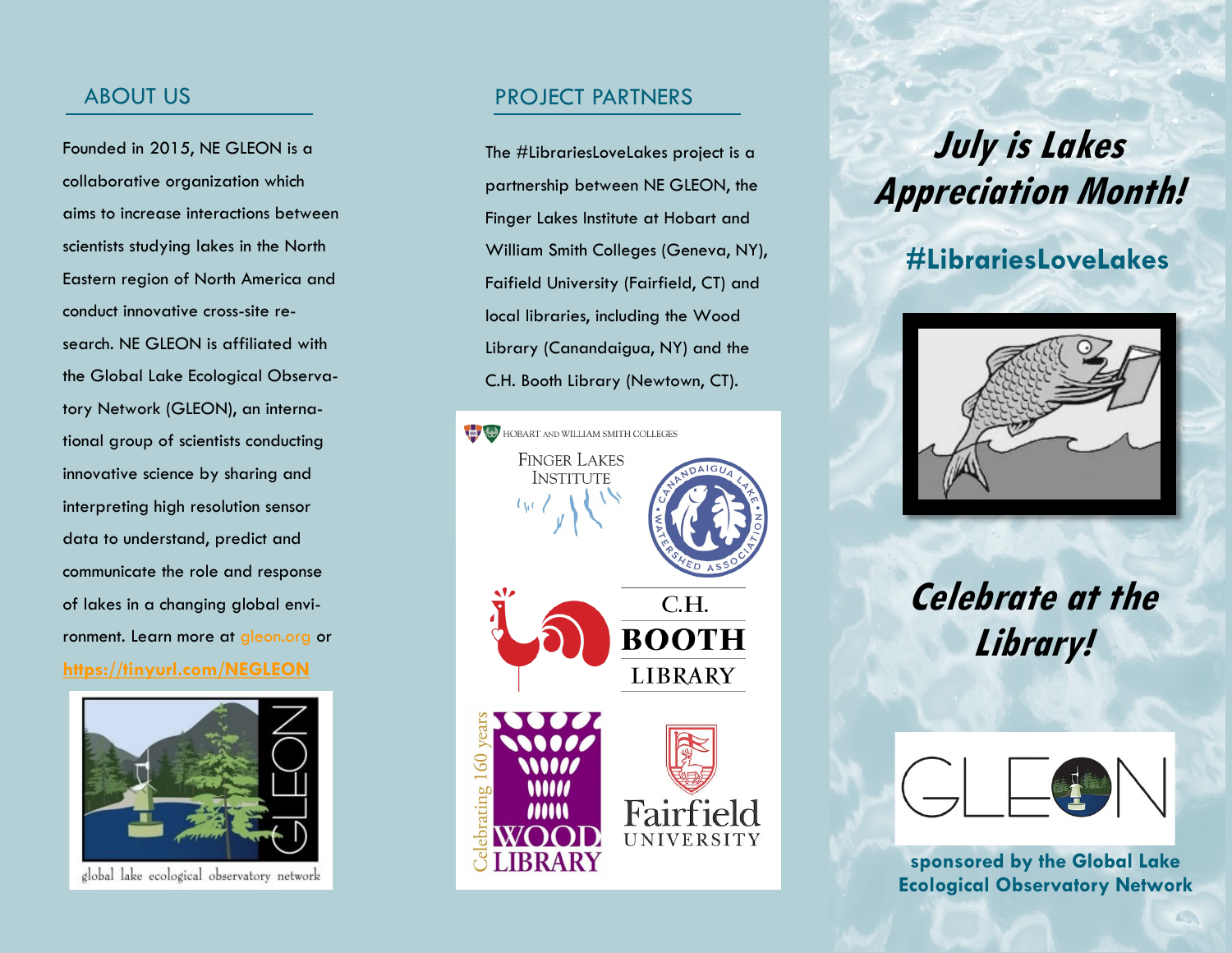## ABOUT US

Founded in 2015, NE GLEON is a collaborative organization which aims to increase interactions between scientists studying lakes in the North Eastern region of North America and conduct innovative cross-site research. NE GLEON is affiliated with the Global Lake Ecological Observatory Network (GLEON), an international group of scientists conducting innovative science by sharing and interpreting high resolution sensor data to understand, predict and communicate the role and response of lakes in a changing global environment. Learn more at gleon.org or **https://tinyurl.com/NEGLEON**

global lake ecological observatory network

## PROJECT PARTNERS

The #LibrariesLoveLakes project is a partnership between NE GLEON, the Finger Lakes Institute at Hobart and William Smith Colleges (Geneva, NY), Faifield University (Fairfield, CT) and local libraries, including the Wood Library (Canandaigua, NY) and the C.H. Booth Library (Newtown, CT).

HOBART AND WILLIAM SMITH COLLEGES

FINGER LAKES INSTITUTE

CANANDAIGUA LAKE WATERSHED ASSOCIATION

C.H. BOOTH LIBRARY

Celebrating 160 years WOOD LIBRARY

Fairfield UNIVERSITY

# *July is Lakes Appreciation Month!*

## #LibrariesLoveLakes

# *Celebrate at the Library!*

GLEON

**sponsored by the Global Lake Ecological Observatory Network**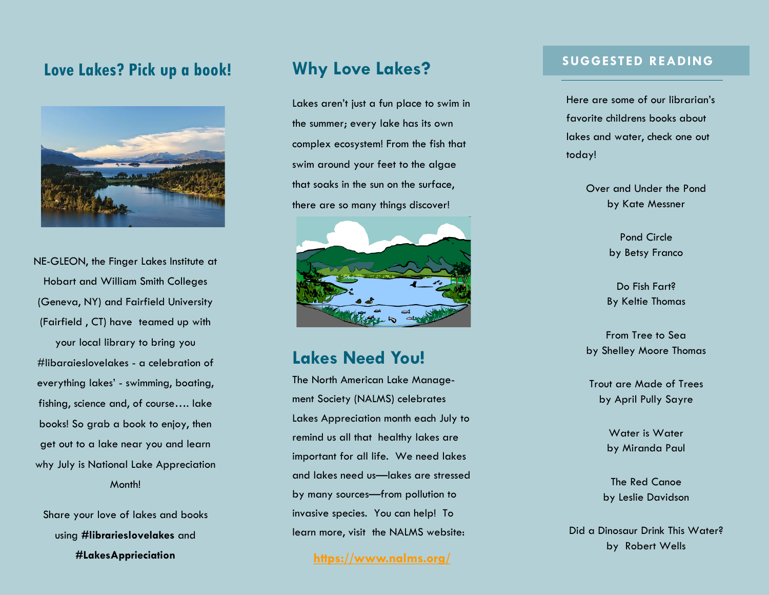## Love Lakes? Pick up a book!

NE-GLEON, the Finger Lakes Institute at Hobart and William Smith Colleges (Geneva, NY) and Fairfield University (Fairfield , CT) have teamed up with your local library to bring you #libaraieslovelakes - a celebration of everything lakes' - swimming, boating, fishing, science and, of course…. lake books! So grab a book to enjoy, then get out to a lake near you and learn why July is National Lake Appreciation Month!

Share your love of lakes and books using **#librarieslovelakes** and **#LakesApprieciation**

## Why Love Lakes?

Lakes aren't just a fun place to swim in the summer; every lake has its own complex ecosystem! From the fish that swim around your feet to the algae that soaks in the sun on the surface, there are so many things discover!

## Lakes Need You!

The North American Lake Management Society (NALMS) celebrates Lakes Appreciation month each July to remind us all that healthy lakes are important for all life. We need lakes and lakes need us—lakes are stressed by many sources—from pollution to invasive species. You can help! To learn more, visit the NALMS website:

https://www.nalms.org/

## SUGGESTED READING

Here are some of our librarian's favorite childrens books about lakes and water, check one out today!

Over and Under the Pond
by Kate Messner

Pond Circle
by Betsy Franco

Do Fish Fart?
By Keltie Thomas

From Tree to Sea
by Shelley Moore Thomas

Trout are Made of Trees
by April Pully Sayre

Water is Water
by Miranda Paul

The Red Canoe
by Leslie Davidson

Did a Dinosaur Drink This Water?
by Robert Wells